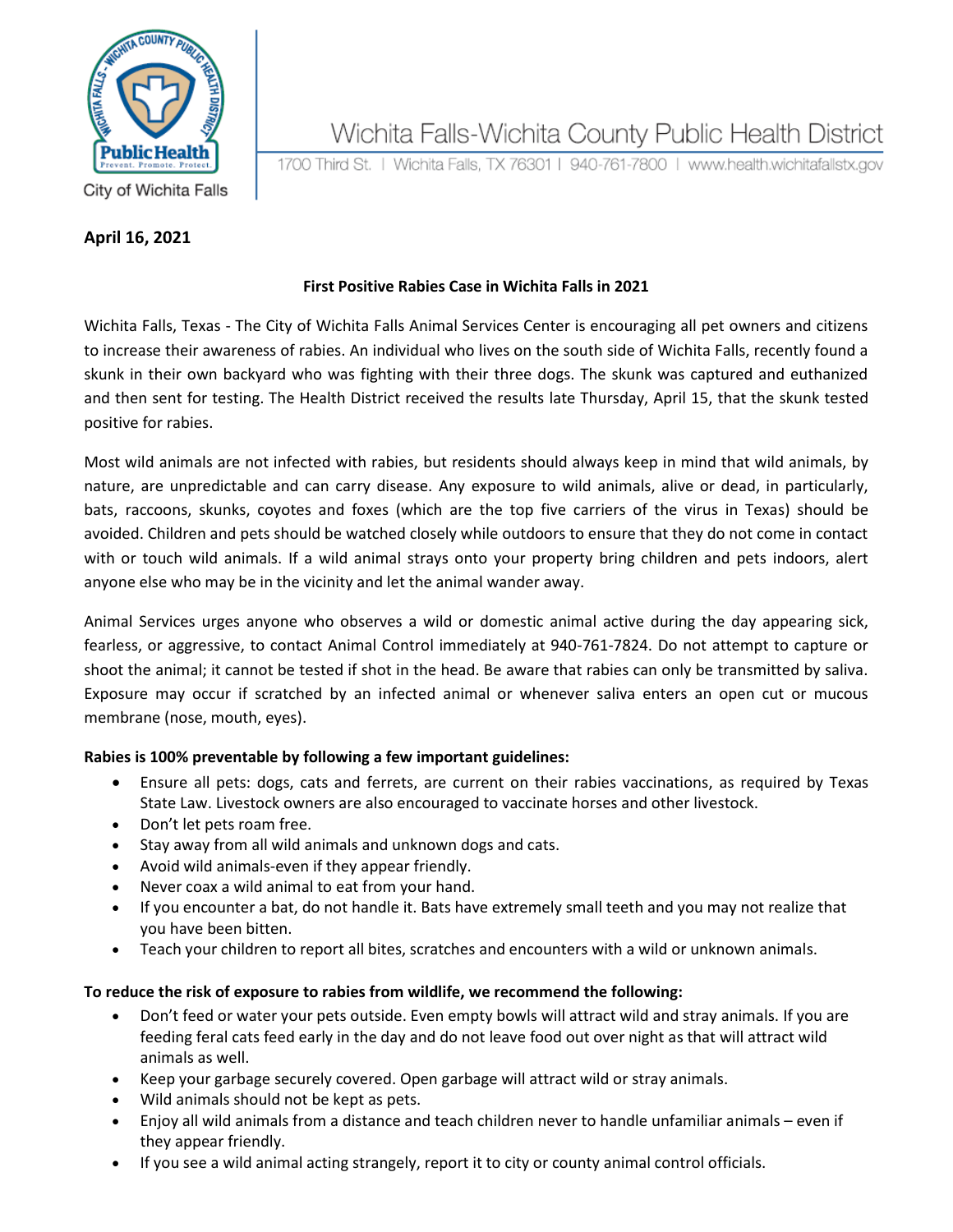Wichita Falls-Wichita County Public Health District

1700 Third St. | Wichita Falls, TX 76301 | 940-761-7800 | www.health.wichitafallstx.gov

City of Wichita Falls

**April 16, 2021**

**First Positive Rabies Case in Wichita Falls in 2021**

Wichita Falls, Texas - The City of Wichita Falls Animal Services Center is encouraging all pet owners and citizens to increase their awareness of rabies. An individual who lives on the south side of Wichita Falls, recently found a skunk in their own backyard who was fighting with their three dogs. The skunk was captured and euthanized and then sent for testing. The Health District received the results late Thursday, April 15, that the skunk tested positive for rabies.

Most wild animals are not infected with rabies, but residents should always keep in mind that wild animals, by nature, are unpredictable and can carry disease. Any exposure to wild animals, alive or dead, in particularly, bats, raccoons, skunks, coyotes and foxes (which are the top five carriers of the virus in Texas) should be avoided. Children and pets should be watched closely while outdoors to ensure that they do not come in contact with or touch wild animals. If a wild animal strays onto your property bring children and pets indoors, alert anyone else who may be in the vicinity and let the animal wander away.

Animal Services urges anyone who observes a wild or domestic animal active during the day appearing sick, fearless, or aggressive, to contact Animal Control immediately at 940-761-7824. Do not attempt to capture or shoot the animal; it cannot be tested if shot in the head. Be aware that rabies can only be transmitted by saliva. Exposure may occur if scratched by an infected animal or whenever saliva enters an open cut or mucous membrane (nose, mouth, eyes).

**Rabies is 100% preventable by following a few important guidelines:**

- Ensure all pets: dogs, cats and ferrets, are current on their rabies vaccinations, as required by Texas State Law. Livestock owners are also encouraged to vaccinate horses and other livestock.
- Don't let pets roam free.
- Stay away from all wild animals and unknown dogs and cats.
- Avoid wild animals-even if they appear friendly.
- Never coax a wild animal to eat from your hand.
- If you encounter a bat, do not handle it. Bats have extremely small teeth and you may not realize that you have been bitten.
- Teach your children to report all bites, scratches and encounters with a wild or unknown animals.

**To reduce the risk of exposure to rabies from wildlife, we recommend the following:**

- Don't feed or water your pets outside. Even empty bowls will attract wild and stray animals. If you are feeding feral cats feed early in the day and do not leave food out over night as that will attract wild animals as well.
- Keep your garbage securely covered. Open garbage will attract wild or stray animals.
- Wild animals should not be kept as pets.
- Enjoy all wild animals from a distance and teach children never to handle unfamiliar animals – even if they appear friendly.
- If you see a wild animal acting strangely, report it to city or county animal control officials.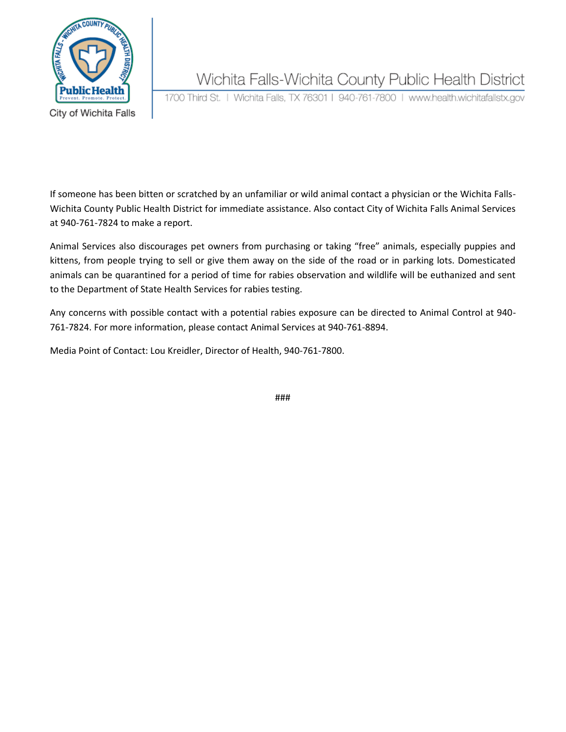If someone has been bitten or scratched by an unfamiliar or wild animal contact a physician or the Wichita Falls-Wichita County Public Health District for immediate assistance. Also contact City of Wichita Falls Animal Services at 940-761-7824 to make a report.

Animal Services also discourages pet owners from purchasing or taking "free" animals, especially puppies and kittens, from people trying to sell or give them away on the side of the road or in parking lots. Domesticated animals can be quarantined for a period of time for rabies observation and wildlife will be euthanized and sent to the Department of State Health Services for rabies testing.

Any concerns with possible contact with a potential rabies exposure can be directed to Animal Control at 940-761-7824. For more information, please contact Animal Services at 940-761-8894.

Media Point of Contact: Lou Kreidler, Director of Health, 940-761-7800.

###